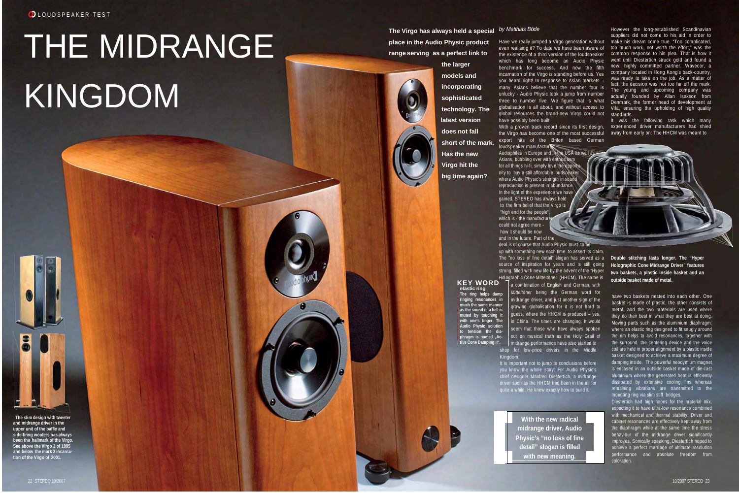LOUDSPEAKER TEST

# THE MIDRANGE KINGDOM

**The Virgo has always held a special place in the Audio Physic product range serving as a perfect link to the larger models and incorporating sophisticated technology. The latest version does not fall short of the mark. Has the new Virgo hit the big time again?**

*by Matthias Böde*

Have we really jumped a Virgo generation without even realising it? To date we have been aware of the existence of a third version of the loudspeaker which has long become an Audio Physic benchmark for success. And now the fifth incarnation of the Virgo is standing before us. Yes you heard right! In response to Asian markets – many Asians believe that the number four is unlucky - Audio Physic took a jump from number three to number five. We figure that is what globalisation is all about, and without access to global resources the brand-new Virgo could not have possibly been built.

With a proven track record since its first design, the Virgo has become one of the most successful export hits of the Brilon based German loudspeaker manufacturer.

Audiophiles in Europe and in the USA as well as Asians, bubbling over with enthusiasm for all things hi-fi, simply love the opportunity to buy a still affordable loudspeaker where Audio Physic's strength in sound reproduction is present in abundance.

In the light of the experience we have gained, STEREO has always held to the firm belief that the Virgo is "high end for the people", which is - the manufacturer could not agree more - how it should be now and in the future. Part of the deal is of course that Audio Physic must come up with something new each time to assert its claim. The "no loss of fine detail" slogan has served as a source of inspiration for years and is still going strong, filled with new life by the advent of the "Hyper Holographic Cone Mitteltöner (HHCM). The name is a combination of English and German, with *Mitteltöner* being the German word for midrange driver, and just another sign of the growing globalisation for it is not hard to guess. where the HHCM is produced – yes, in China. The times are changing. It would seem that those who have always spoken out on musical truth as the Holy Grail of midrange performance have also started to shop for low-price drivers in the Middle Kingdom.

It is important not to jump to conclusions before you know the whole story: For Audio Physic's chief designer Manfred Diestertich, a midrange driver such as the HHCM had been in the air for quite a while. He knew exactly how to build it.

However the long-established Scandinavian suppliers did not come to his aid in order to make his dream come true. "Too complicated, too much work, not worth the effort," was the common response to his plea. That is how it went until Diestertich struck gold and found a new, highly committed partner. Wavecor, a company located in Hong Kong's back-country, was ready to take on the job. As a matter of fact, the decision was not too far off the mark. The young and upcoming company was actually founded by Allan Isakson from Denmark, the former head of development at Vifa, ensuring the upholding of high quality standards.

It was the following task which many experienced driver manufacturers had shied away from early on: The HHCM was meant to have two baskets nested into each other. One basket is made of plastic, the other consists of metal, and the two materials are used where they do their best in what they are best at doing. Moving parts such as the aluminium diaphragm, where an elastic ring designed to fit snugly around the rim helps to avoid resonances, together with the surround, the centering device and the voice coil are held in proper alignment by a plastic inside basket designed to achieve a maximum degree of damping inside. The powerful neodymium magnet is encased in an outside basket made of die-cast aluminium where the generated heat is efficiently dissipated by extensive cooling fins whereas remaining vibrations are transmitted to the mounting ring via slim stiff bridges.

Diestertich had high hopes for the material mix, expecting it to have ultra-low resonance combined with mechanical and thermal stability. Driver and cabinet resonances are effectively kept away from the diaphragm while at the same time the stress behaviour of the midrange driver significantly improves. Sonically speaking, Diestertich hoped to achieve a perfect marriage of ultimate resolution performance and absolute freedom from coloration.

**Double stitching lasts longer. The "Hyper Holographic Cone Midrange Driver" features two baskets, a plastic inside basket and an outside basket made of metal.**

**KEY WORD**

**elastic ring**

**The ring helps damp ringing resonances in much the same manner as the sound of a bell is muted by touching it with one's finger. The Audio Physic solution to tension the diaphragm is named „Active Cone Damping II".**

**With the new radical midrange driver, Audio Physic's "no loss of fine detail" slogan is filled with new meaning.**

**The slim design with tweeter and midrange driver in the upper unit of the baffle and side-firing woofers has always been the hallmark of the Virgo. See above the Virgo 2 of 1995 and below the mark 3 incarnation of the Virgo of 2001.**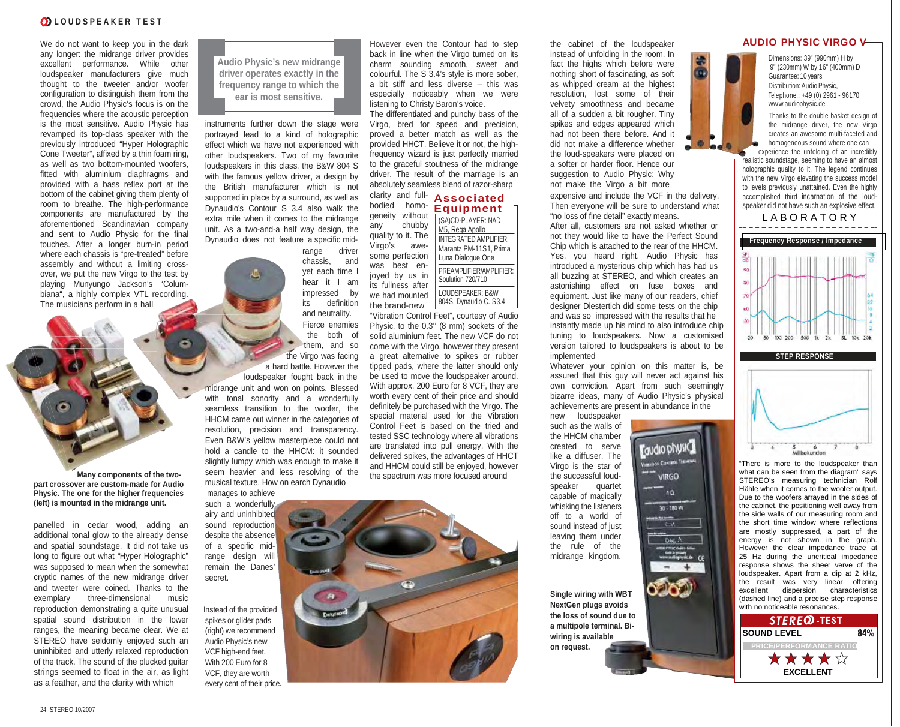We do not want to keep you in the dark any longer: the midrange driver provides excellent performance. While other loudspeaker manufacturers give much thought to the tweeter and/or woofer configuration to distinguish them from the crowd, the Audio Physic's focus is on the frequencies where the acoustic perception is the most sensitive. Audio Physic has revamped its top-class speaker with the previously introduced "Hyper Holographic Cone Tweeter", affixed by a thin foam ring, as well as two bottom-mounted woofers, fitted with aluminium diaphragms and provided with a bass reflex port at the bottom of the cabinet giving them plenty of room to breathe. The high-performance components are manufactured by the aforementioned Scandinavian company and sent to Audio Physic for the final touches. After a longer burn-in period where each chassis is "pre-treated" before assembly and without a limiting cross-over, we put the new Virgo to the test by playing Munyungo Jackson's "Columbiana", a highly complex VTL recording. The musicians perform in a hall panelled in cedar wood, adding an additional tonal glow to the already dense and spatial soundstage. It did not take us long to figure out what "Hyper Holographic" was supposed to mean when the somewhat cryptic names of the new midrange driver and tweeter were coined. Thanks to the exemplary three-dimensional music reproduction demonstrating a quite unusual spatial sound distribution in the lower ranges, the meaning became clear. We at STEREO have seldomly enjoyed such an uninhibited and utterly relaxed reproduction of the track. The sound of the plucked guitar strings seemed to float in the air, as light as a feather, and the clarity with which

**Many components of the two-part crossover are custom-made for Audio Physic. The one for the higher frequencies (left) is mounted in the midrange unit.**

> **Audio Physic's new midrange driver operates exactly in the frequency range to which the ear is most sensitive.**

instruments further down the stage were portrayed lead to a kind of holographic effect which we have not experienced with other loudspeakers. Two of my favourite loudspeakers in this class, the B&W 804 S with the famous yellow driver, a design by the British manufacturer which is not supported in place by a surround, as well as Dynaudio's Contour S 3.4 also walk the extra mile when it comes to the midrange unit. As a two-and-a half way design, the Dynaudio does not feature a specific mid-range driver chassis, and yet each time I hear it I am impressed by its definition and neutrality. Fierce enemies the both of them, and so the Virgo was facing a hard battle. However the loudspeaker fought back in the midrange unit and won on points. Blessed with tonal sonority and a wonderfully seamless transition to the woofer, the HHCM came out winner in the categories of resolution, precision and transparency. Even B&W's yellow masterpiece could not hold a candle to the HHCM: it sounded slightly lumpy which was enough to make it seem heavier and less resolving of the musical texture. How on earth could Dynaudio manages to achieve such a wonderfully airy and uninhibited sound reproduction despite the absence of a specific mid-range design will remain the Danes' secret.

Instead of the provided spikes or glider pads (right) we recommend Audio Physic's new VCF high-end feet. With 200 Euro for 8 VCF, they are worth every cent of their price.

However even the Contour had to step back in line when the Virgo turned on its charm sounding smooth, sweet and colourful. The S 3.4's style is more sober, a bit stiff and less diverse – this was especially noticeably when we were listening to Christy Baron's voice.

The differentiated and punchy bass of the Virgo, bred for speed and precision, proved a better match as well as the provided HHCT. Believe it or not, the high-frequency wizard is just perfectly married to the graceful stoutness of the midrange driver. The result of the marriage is an absolutely seamless blend of razor-sharp clarity and full-bodied homogeneity without any chubby quality to it. The Virgo's awesome perfection was best enjoyed by us in its fullness after we had mounted the brand-new "Vibration Control Feet", courtesy of Audio Physic, to the 0.3'' (8 mm) sockets of the solid aluminium feet. The new VCF do not come with the Virgo, however they present a great alternative to spikes or rubber tipped pads, where the latter should only be used to move the loudspeaker around. With approx. 200 Euro for 8 VCF, they are worth every cent of their price and should definitely be purchased with the Virgo. The special material used for the Vibration Control Feet is based on the tried and tested SSC technology where all vibrations are translated into pull energy. With the delivered spikes, the advantages of HHCT and HHCM could still be enjoyed, however the spectrum was more focused around

## Associated Equipment

(SA)CD-PLAYER: NAD M5, Rega Apollo

INTEGRATED AMPLIFIER: Marantz PM-11S1, Prima Luna Dialogue One

PREAMPLIFIER/AMPLIFIER: Soulution 720/710

LOUDSPEAKER: B&W 804S, Dynaudio C. S3.4

the cabinet of the loudspeaker instead of unfolding in the room. In fact the highs which before were nothing short of fascinating, as soft as whipped cream at the highest resolution, lost some of their velvety smoothness and became all of a sudden a bit rougher. Tiny spikes and edges appeared which had not been there before. And it did not make a difference whether the loud-speakers were placed on a softer or harder floor. Hence our suggestion to Audio Physic: Why not make the Virgo a bit more expensive and include the VCF in the delivery. Then everyone will be sure to understand what "no loss of fine detail" exactly means.

After all, customers are not asked whether or not they would like to have the Perfect Sound Chip which is attached to the rear of the HHCM. Yes, you heard right. Audio Physic has introduced a mysterious chip which has had us all buzzing at STEREO, and which creates an astonishing effect on fuse boxes and equipment. Just like many of our readers, chief designer Diestertich did some tests on the chip and was so impressed with the results that he instantly made up his mind to also introduce chip tuning to loudspeakers. Now a customised version tailored to loudspeakers is about to be implemented

Whatever your opinion on this matter is, be assured that this guy will never act against his own conviction. Apart from such seemingly bizarre ideas, many of Audio Physic's physical achievements are present in abundance in the new loudspeaker such as the walls of the HHCM chamber created to serve like a diffuser. The Virgo is the star of the successful loud-speaker quartet capable of magically whisking the listeners off to a world of sound instead of just leaving them under the rule of the midrange kingdom.

**Single wiring with WBT NextGen plugs avoids the loss of sound due to a multipole terminal. Bi-wiring is available on request.**

## AUDIO PHYSIC VIRGO V

Dimensions: 39" (990mm) H by 9" (230mm) W by 16" (400mm) D
Guarantee: 10 years
Distribution: Audio Physic,
Telephone.: +49 (0) 2961 - 96170
www.audiophysic.de

Thanks to the double basket design of the midrange driver, the new Virgo creates an awesome multi-faceted and homogeneous sound where one can experience the unfolding of an incredibly realistic soundstage, seeming to have an almost holographic quality to it. The legend continues with the new Virgo elevating the success model to levels previously unattained. Even the highly accomplished third incarnation of the loud-speaker did not have such an explosive effect.

### LABORATORY

**Frequency Response / Impedance**

SPL dB
90
80
70
60
50
20 50 100 200 500 1k 2k 5k 10k 20k
Ohm
Ω
64
32
16
8
4
2

**STEP RESPONSE**

3 4 5 6 7 8
Millisekunden

"There is more to the loudspeaker than what can be seen from the diagram" says STEREO's measuring technician Rolf Hähle when it comes to the woofer output. Due to the woofers arrayed in the sides of the cabinet, the positioning well away from the side walls of our measuring room and the short time window where reflections are mostly suppressed, a part of the energy is not shown in the graph. However the clear impedance trace at 25 Hz during the uncritical impedance response shows the sheer verve of the loudspeaker. Apart from a dip at 2 kHz, the result was very linear, offering excellent dispersion characteristics (dashed line) and a precise step response with no noticeable resonances.

### STEREO-TEST

**SOUND LEVEL** 84%

PRICE/PERFORMANCE RATIO

★★★★☆

**EXCELLENT**